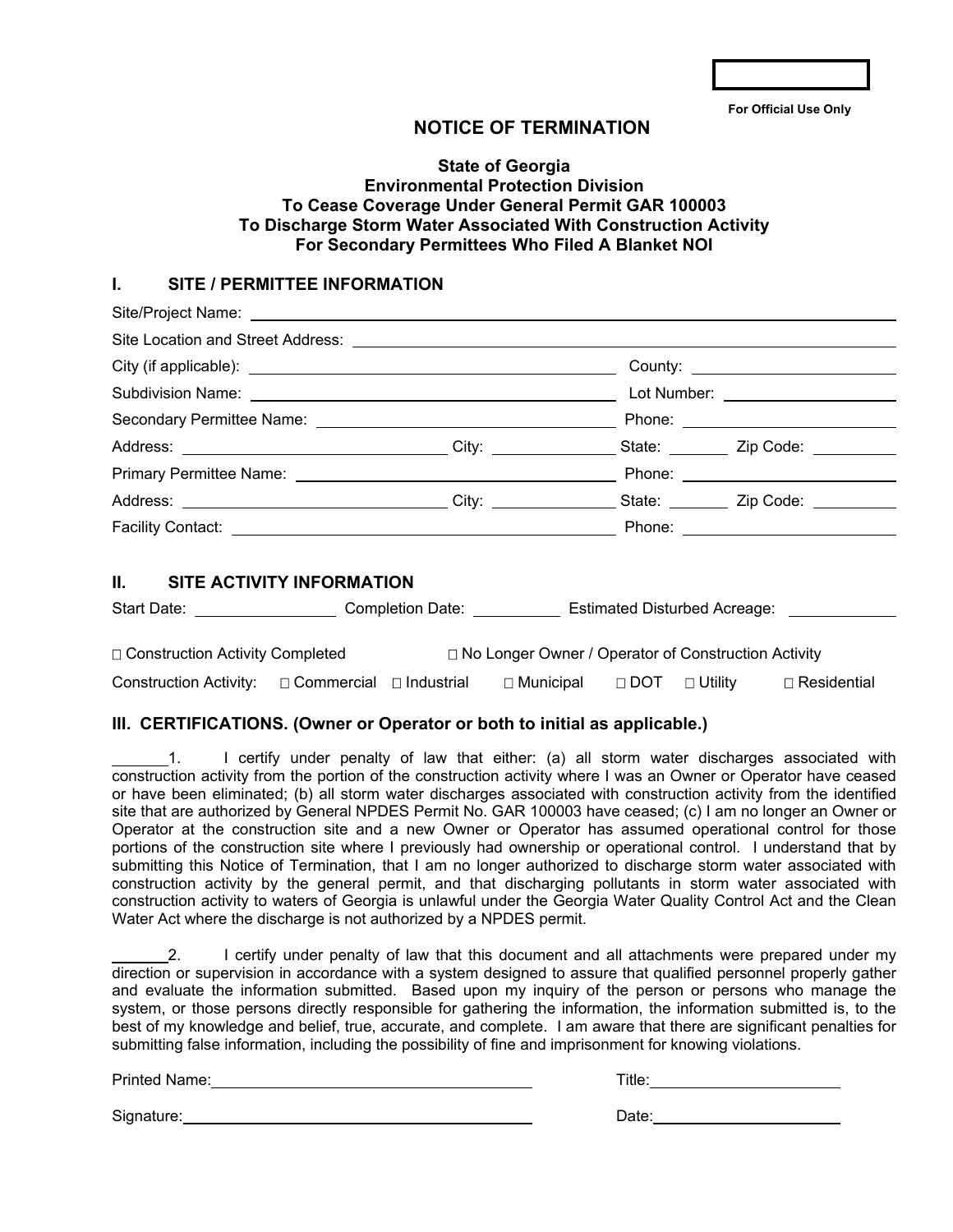For Official Use Only

# NOTICE OF TERMINATION

**State of Georgia**
**Environmental Protection Division**
**To Cease Coverage Under General Permit GAR 100003**
**To Discharge Storm Water Associated With Construction Activity**
**For Secondary Permittees Who Filed A Blanket NOI**

## I. SITE / PERMITTEE INFORMATION

Site/Project Name: ______________________________

Site Location and Street Address: ______________________________

City (if applicable): ______________________________ County: ______________

Subdivision Name: ______________________________ Lot Number: ______________

Secondary Permittee Name: ______________________________ Phone: ______________

Address: ______________ City: ______________ State: ______ Zip Code: ______

Primary Permittee Name: ______________________________ Phone: ______________

Address: ______________ City: ______________ State: ______ Zip Code: ______

Facility Contact: ______________________________ Phone: ______________

## II. SITE ACTIVITY INFORMATION

Start Date: ______________ Completion Date: ______________ Estimated Disturbed Acreage: ______________

□ Construction Activity Completed □ No Longer Owner / Operator of Construction Activity

Construction Activity: □ Commercial □ Industrial □ Municipal □ DOT □ Utility □ Residential

## III. CERTIFICATIONS. (Owner or Operator or both to initial as applicable.)

______ 1. I certify under penalty of law that either: (a) all storm water discharges associated with construction activity from the portion of the construction activity where I was an Owner or Operator have ceased or have been eliminated; (b) all storm water discharges associated with construction activity from the identified site that are authorized by General NPDES Permit No. GAR 100003 have ceased; (c) I am no longer an Owner or Operator at the construction site and a new Owner or Operator has assumed operational control for those portions of the construction site where I previously had ownership or operational control. I understand that by submitting this Notice of Termination, that I am no longer authorized to discharge storm water associated with construction activity by the general permit, and that discharging pollutants in storm water associated with construction activity to waters of Georgia is unlawful under the Georgia Water Quality Control Act and the Clean Water Act where the discharge is not authorized by a NPDES permit.

______ 2. I certify under penalty of law that this document and all attachments were prepared under my direction or supervision in accordance with a system designed to assure that qualified personnel properly gather and evaluate the information submitted. Based upon my inquiry of the person or persons who manage the system, or those persons directly responsible for gathering the information, the information submitted is, to the best of my knowledge and belief, true, accurate, and complete. I am aware that there are significant penalties for submitting false information, including the possibility of fine and imprisonment for knowing violations.

Printed Name: ______________________________ Title: ______________

Signature: ______________________________ Date: ______________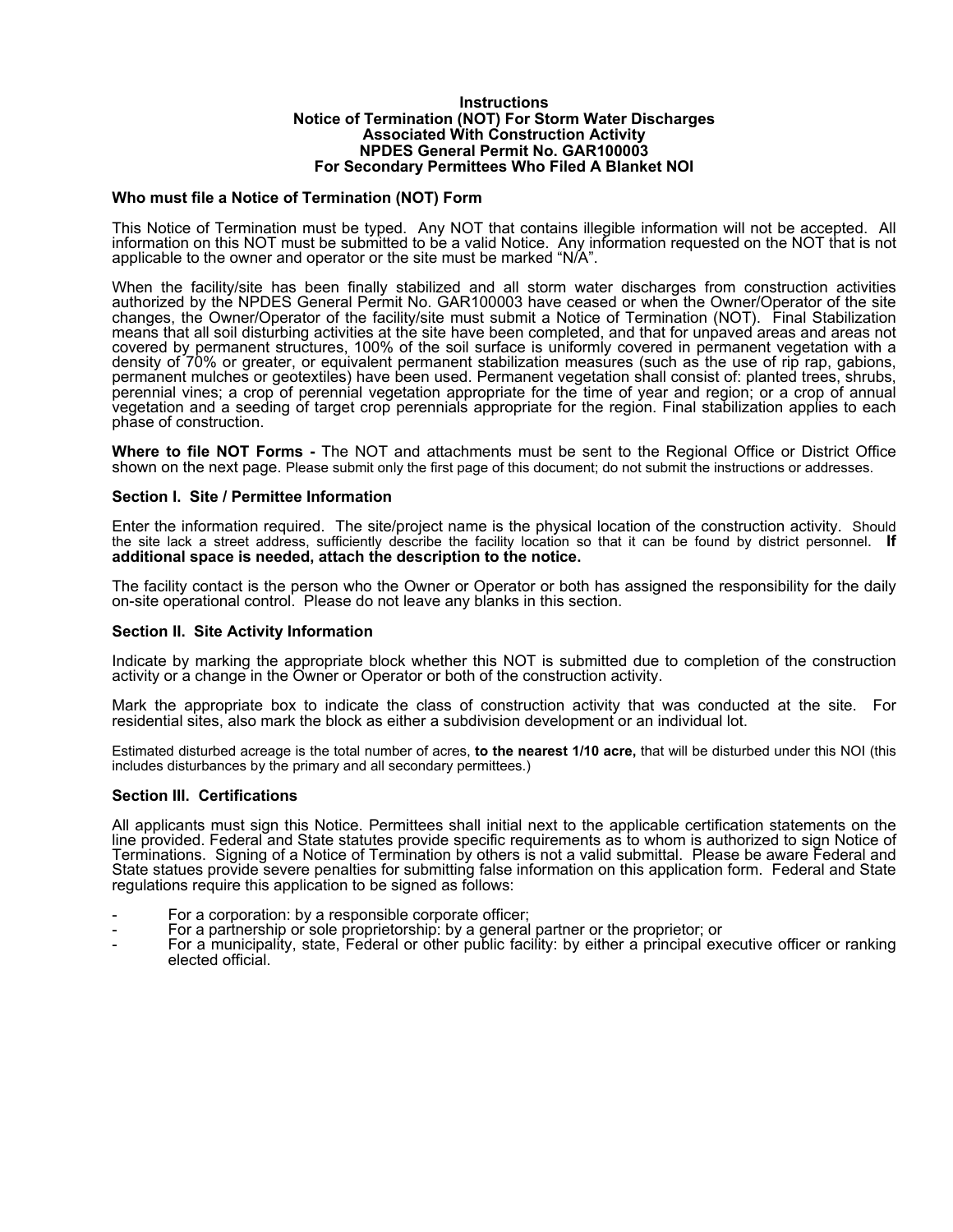**Instructions**
**Notice of Termination (NOT) For Storm Water Discharges**
**Associated With Construction Activity**
**NPDES General Permit No. GAR100003**
**For Secondary Permittees Who Filed A Blanket NOI**

### Who must file a Notice of Termination (NOT) Form

This Notice of Termination must be typed. Any NOT that contains illegible information will not be accepted. All information on this NOT must be submitted to be a valid Notice. Any information requested on the NOT that is not applicable to the owner and operator or the site must be marked "N/A".

When the facility/site has been finally stabilized and all storm water discharges from construction activities authorized by the NPDES General Permit No. GAR100003 have ceased or when the Owner/Operator of the site changes, the Owner/Operator of the facility/site must submit a Notice of Termination (NOT). Final Stabilization means that all soil disturbing activities at the site have been completed, and that for unpaved areas and areas not covered by permanent structures, 100% of the soil surface is uniformly covered in permanent vegetation with a density of 70% or greater, or equivalent permanent stabilization measures (such as the use of rip rap, gabions, permanent mulches or geotextiles) have been used. Permanent vegetation shall consist of: planted trees, shrubs, perennial vines; a crop of perennial vegetation appropriate for the time of year and region; or a crop of annual vegetation and a seeding of target crop perennials appropriate for the region. Final stabilization applies to each phase of construction.

**Where to file NOT Forms -** The NOT and attachments must be sent to the Regional Office or District Office shown on the next page. Please submit only the first page of this document; do not submit the instructions or addresses.

### Section I. Site / Permittee Information

Enter the information required. The site/project name is the physical location of the construction activity. Should the site lack a street address, sufficiently describe the facility location so that it can be found by district personnel. **If additional space is needed, attach the description to the notice.**

The facility contact is the person who the Owner or Operator or both has assigned the responsibility for the daily on-site operational control. Please do not leave any blanks in this section.

### Section II. Site Activity Information

Indicate by marking the appropriate block whether this NOT is submitted due to completion of the construction activity or a change in the Owner or Operator or both of the construction activity.

Mark the appropriate box to indicate the class of construction activity that was conducted at the site. For residential sites, also mark the block as either a subdivision development or an individual lot.

Estimated disturbed acreage is the total number of acres, **to the nearest 1/10 acre,** that will be disturbed under this NOI (this includes disturbances by the primary and all secondary permittees.)

### Section III. Certifications

All applicants must sign this Notice. Permittees shall initial next to the applicable certification statements on the line provided. Federal and State statutes provide specific requirements as to whom is authorized to sign Notice of Terminations. Signing of a Notice of Termination by others is not a valid submittal. Please be aware Federal and State statues provide severe penalties for submitting false information on this application form. Federal and State regulations require this application to be signed as follows:

- For a corporation: by a responsible corporate officer;
- For a partnership or sole proprietorship: by a general partner or the proprietor; or
- For a municipality, state, Federal or other public facility: by either a principal executive officer or ranking elected official.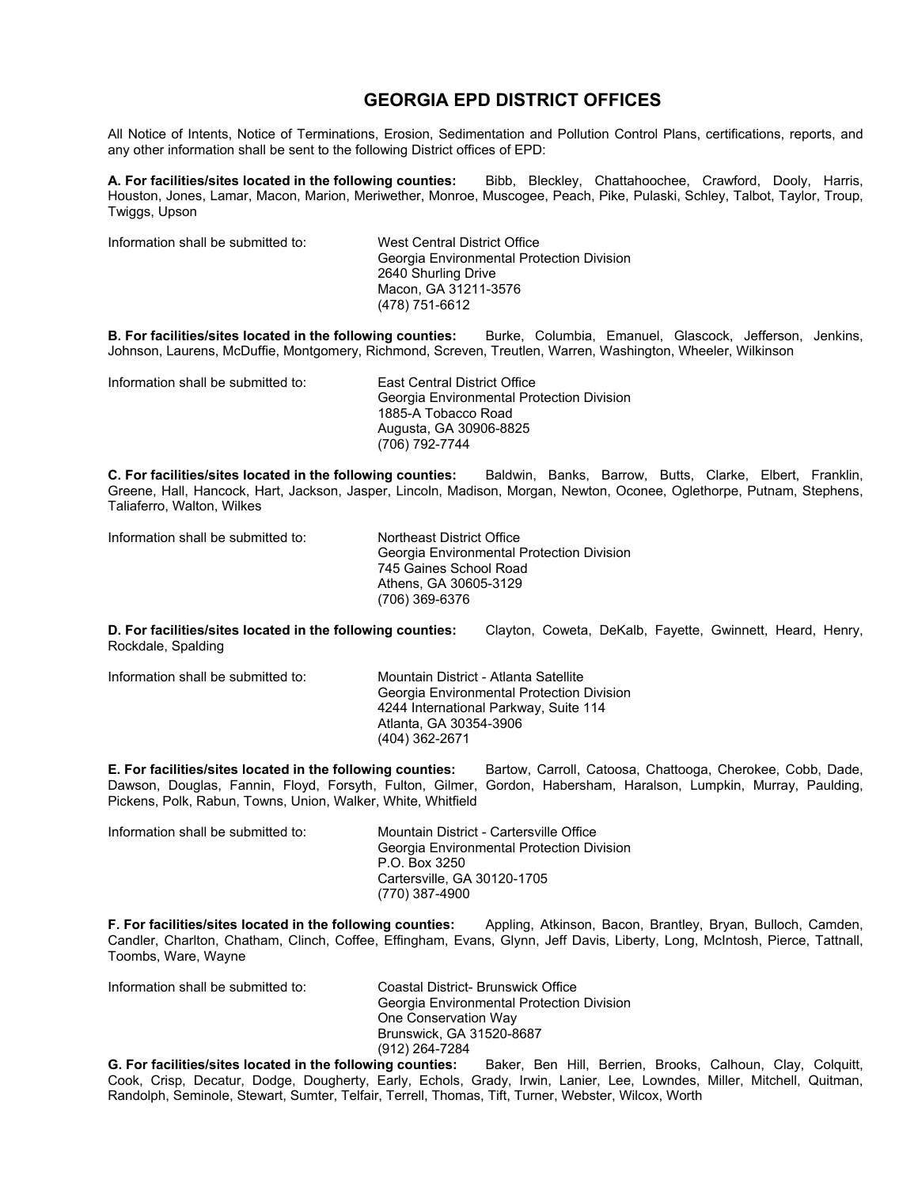## GEORGIA EPD DISTRICT OFFICES

All Notice of Intents, Notice of Terminations, Erosion, Sedimentation and Pollution Control Plans, certifications, reports, and any other information shall be sent to the following District offices of EPD:

**A. For facilities/sites located in the following counties:** Bibb, Bleckley, Chattahoochee, Crawford, Dooly, Harris, Houston, Jones, Lamar, Macon, Marion, Meriwether, Monroe, Muscogee, Peach, Pike, Pulaski, Schley, Talbot, Taylor, Troup, Twiggs, Upson

Information shall be submitted to:

West Central District Office
Georgia Environmental Protection Division
2640 Shurling Drive
Macon, GA 31211-3576
(478) 751-6612

**B. For facilities/sites located in the following counties:** Burke, Columbia, Emanuel, Glascock, Jefferson, Jenkins, Johnson, Laurens, McDuffie, Montgomery, Richmond, Screven, Treutlen, Warren, Washington, Wheeler, Wilkinson

Information shall be submitted to:

East Central District Office
Georgia Environmental Protection Division
1885-A Tobacco Road
Augusta, GA 30906-8825
(706) 792-7744

**C. For facilities/sites located in the following counties:** Baldwin, Banks, Barrow, Butts, Clarke, Elbert, Franklin, Greene, Hall, Hancock, Hart, Jackson, Jasper, Lincoln, Madison, Morgan, Newton, Oconee, Oglethorpe, Putnam, Stephens, Taliaferro, Walton, Wilkes

Information shall be submitted to:

Northeast District Office
Georgia Environmental Protection Division
745 Gaines School Road
Athens, GA 30605-3129
(706) 369-6376

**D. For facilities/sites located in the following counties:** Clayton, Coweta, DeKalb, Fayette, Gwinnett, Heard, Henry, Rockdale, Spalding

Information shall be submitted to:

Mountain District - Atlanta Satellite
Georgia Environmental Protection Division
4244 International Parkway, Suite 114
Atlanta, GA 30354-3906
(404) 362-2671

**E. For facilities/sites located in the following counties:** Bartow, Carroll, Catoosa, Chattooga, Cherokee, Cobb, Dade, Dawson, Douglas, Fannin, Floyd, Forsyth, Fulton, Gilmer, Gordon, Habersham, Haralson, Lumpkin, Murray, Paulding, Pickens, Polk, Rabun, Towns, Union, Walker, White, Whitfield

Information shall be submitted to:

Mountain District - Cartersville Office
Georgia Environmental Protection Division
P.O. Box 3250
Cartersville, GA 30120-1705
(770) 387-4900

**F. For facilities/sites located in the following counties:** Appling, Atkinson, Bacon, Brantley, Bryan, Bulloch, Camden, Candler, Charlton, Chatham, Clinch, Coffee, Effingham, Evans, Glynn, Jeff Davis, Liberty, Long, McIntosh, Pierce, Tattnall, Toombs, Ware, Wayne

Information shall be submitted to:

Coastal District- Brunswick Office
Georgia Environmental Protection Division
One Conservation Way
Brunswick, GA 31520-8687
(912) 264-7284

**G. For facilities/sites located in the following counties:** Baker, Ben Hill, Berrien, Brooks, Calhoun, Clay, Colquitt, Cook, Crisp, Decatur, Dodge, Dougherty, Early, Echols, Grady, Irwin, Lanier, Lee, Lowndes, Miller, Mitchell, Quitman, Randolph, Seminole, Stewart, Sumter, Telfair, Terrell, Thomas, Tift, Turner, Webster, Wilcox, Worth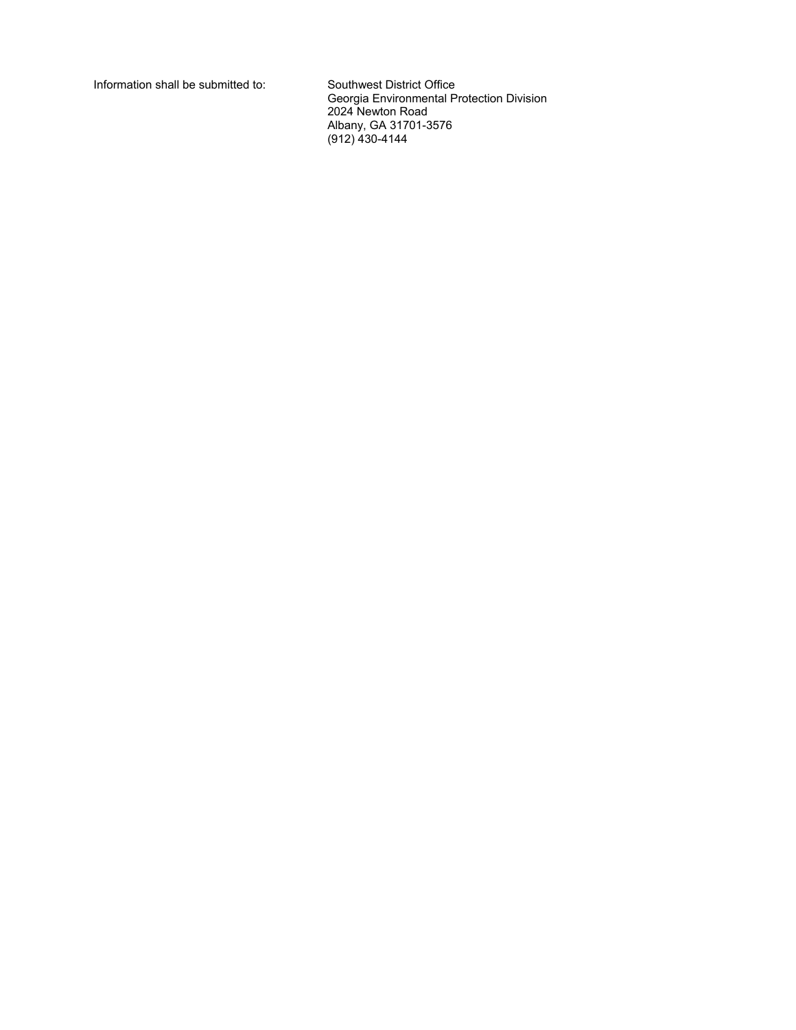Information shall be submitted to:

Southwest District Office
Georgia Environmental Protection Division
2024 Newton Road
Albany, GA 31701-3576
(912) 430-4144